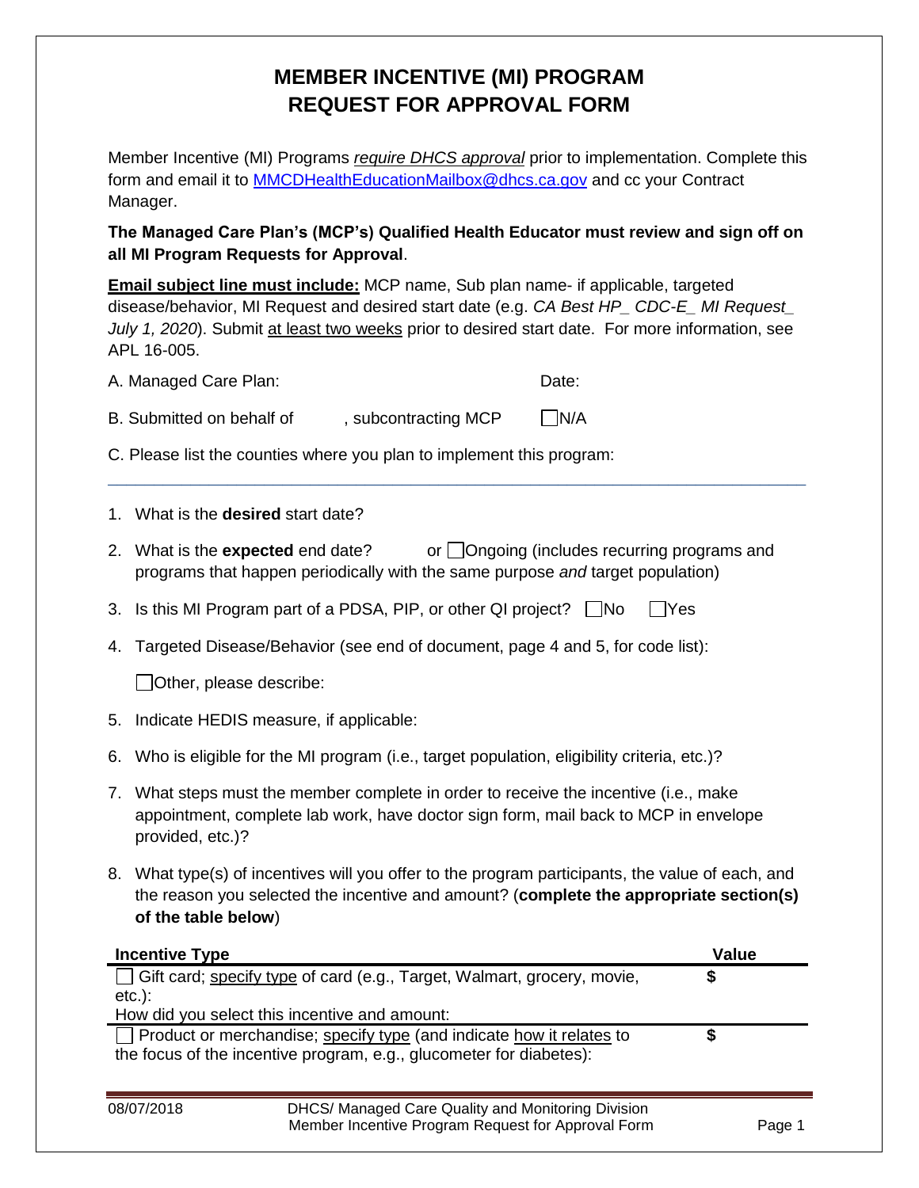# MEMBER INCENTIVE (MI) PROGRAM
# REQUEST FOR APPROVAL FORM

Member Incentive (MI) Programs *require DHCS approval* prior to implementation. Complete this form and email it to MMCDHealthEducationMailbox@dhcs.ca.gov and cc your Contract Manager.

**The Managed Care Plan's (MCP's) Qualified Health Educator must review and sign off on all MI Program Requests for Approval**.

**Email subject line must include:** MCP name, Sub plan name- if applicable, targeted disease/behavior, MI Request and desired start date (e.g. *CA Best HP_ CDC-E_ MI Request_ July 1, 2020*). Submit at least two weeks prior to desired start date. For more information, see APL 16-005.

A. Managed Care Plan: Date:

B. Submitted on behalf of , subcontracting MCP ☐ N/A

C. Please list the counties where you plan to implement this program:

---

1. What is the **desired** start date?
2. What is the **expected** end date? or ☐ Ongoing (includes recurring programs and programs that happen periodically with the same purpose *and* target population)
3. Is this MI Program part of a PDSA, PIP, or other QI project? ☐ No ☐ Yes
4. Targeted Disease/Behavior (see end of document, page 4 and 5, for code list):

   ☐ Other, please describe:
5. Indicate HEDIS measure, if applicable:
6. Who is eligible for the MI program (i.e., target population, eligibility criteria, etc.)?
7. What steps must the member complete in order to receive the incentive (i.e., make appointment, complete lab work, have doctor sign form, mail back to MCP in envelope provided, etc.)?
8. What type(s) of incentives will you offer to the program participants, the value of each, and the reason you selected the incentive and amount? (**complete the appropriate section(s) of the table below**)

| Incentive Type | Value |
|---|---|
| ☐ Gift card; specify type of card (e.g., Target, Walmart, grocery, movie, etc.):<br>How did you select this incentive and amount: | $ |
| ☐ Product or merchandise; specify type (and indicate how it relates to the focus of the incentive program, e.g., glucometer for diabetes): | $ |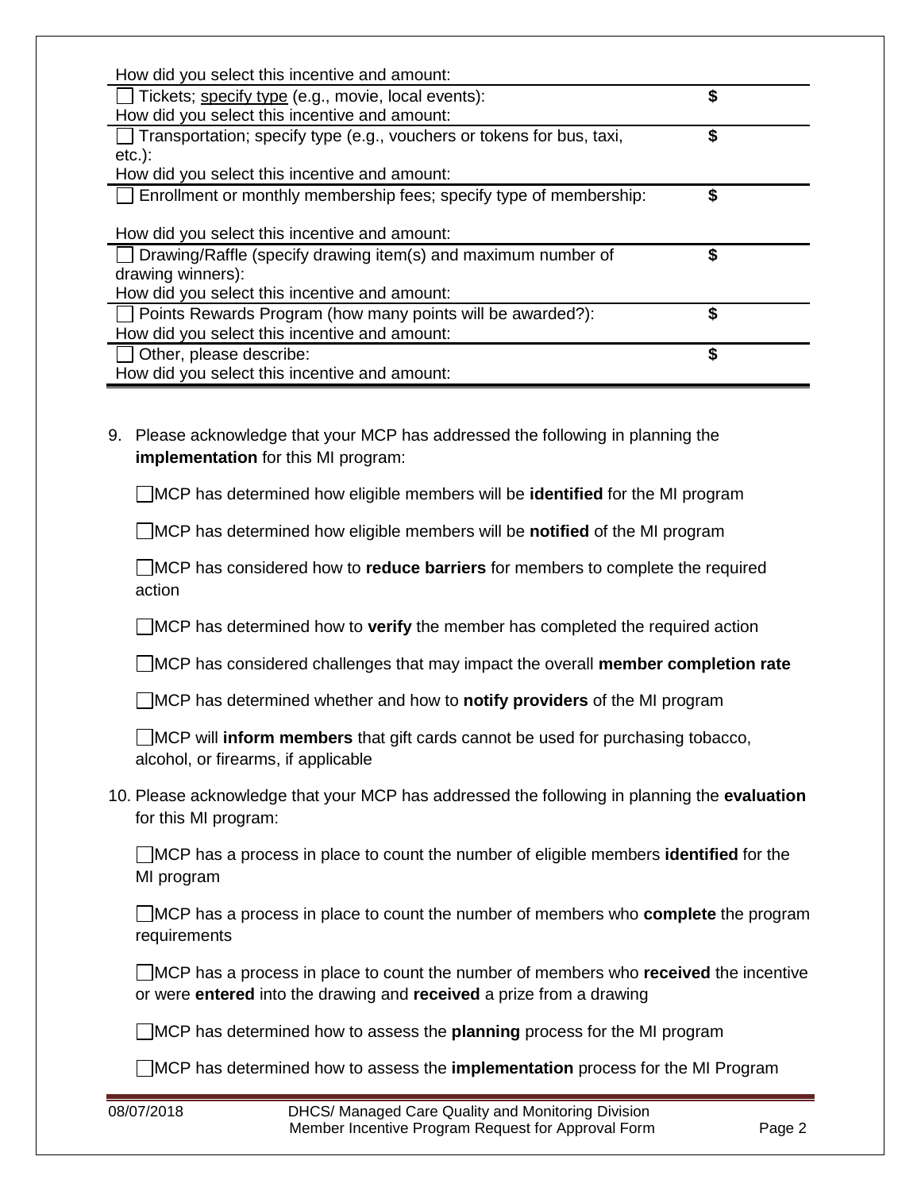| | |
|---|---|
| How did you select this incentive and amount: | |
| ☐ Tickets; specify type (e.g., movie, local events):<br>How did you select this incentive and amount: | $ |
| ☐ Transportation; specify type (e.g., vouchers or tokens for bus, taxi, etc.):<br>How did you select this incentive and amount: | $ |
| ☐ Enrollment or monthly membership fees; specify type of membership:<br><br>How did you select this incentive and amount: | $ |
| ☐ Drawing/Raffle (specify drawing item(s) and maximum number of drawing winners):<br>How did you select this incentive and amount: | $ |
| ☐ Points Rewards Program (how many points will be awarded?):<br>How did you select this incentive and amount: | $ |
| ☐ Other, please describe:<br>How did you select this incentive and amount: | $ |

9. Please acknowledge that your MCP has addressed the following in planning the **implementation** for this MI program:

   ☐ MCP has determined how eligible members will be **identified** for the MI program

   ☐ MCP has determined how eligible members will be **notified** of the MI program

   ☐ MCP has considered how to **reduce barriers** for members to complete the required action

   ☐ MCP has determined how to **verify** the member has completed the required action

   ☐ MCP has considered challenges that may impact the overall **member completion rate**

   ☐ MCP has determined whether and how to **notify providers** of the MI program

   ☐ MCP will **inform members** that gift cards cannot be used for purchasing tobacco, alcohol, or firearms, if applicable

10. Please acknowledge that your MCP has addressed the following in planning the **evaluation** for this MI program:

    ☐ MCP has a process in place to count the number of eligible members **identified** for the MI program

    ☐ MCP has a process in place to count the number of members who **complete** the program requirements

    ☐ MCP has a process in place to count the number of members who **received** the incentive or were **entered** into the drawing and **received** a prize from a drawing

    ☐ MCP has determined how to assess the **planning** process for the MI program

    ☐ MCP has determined how to assess the **implementation** process for the MI Program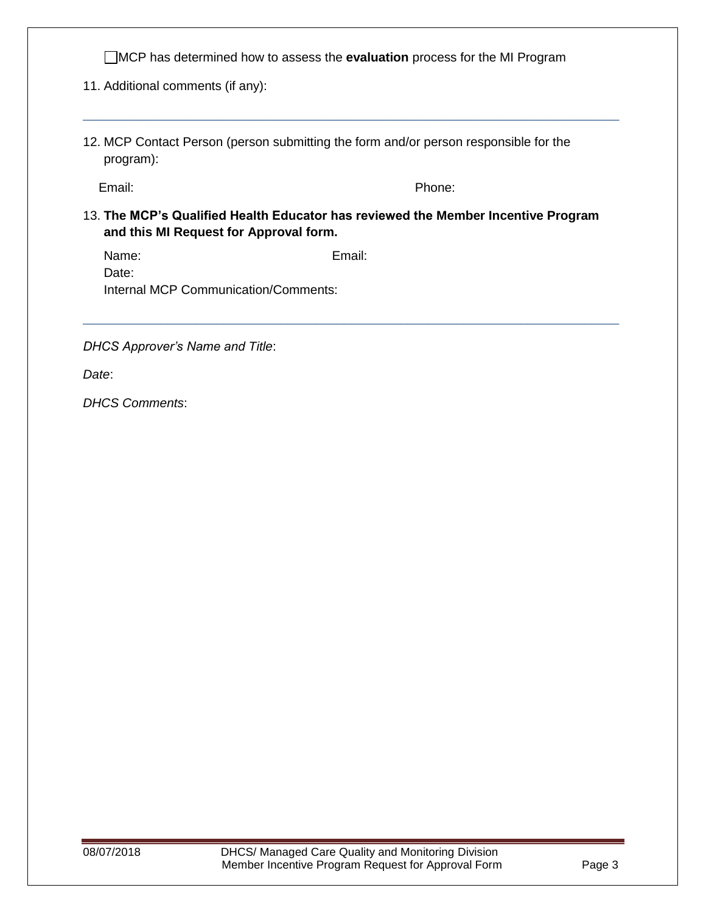☐ MCP has determined how to assess the **evaluation** process for the MI Program

11. Additional comments (if any):

---

12. MCP Contact Person (person submitting the form and/or person responsible for the program):

    Email: Phone:

13. **The MCP's Qualified Health Educator has reviewed the Member Incentive Program and this MI Request for Approval form.**

    Name: Email:
    Date:
    Internal MCP Communication/Comments:

---

*DHCS Approver's Name and Title*:

*Date*:

*DHCS Comments*: